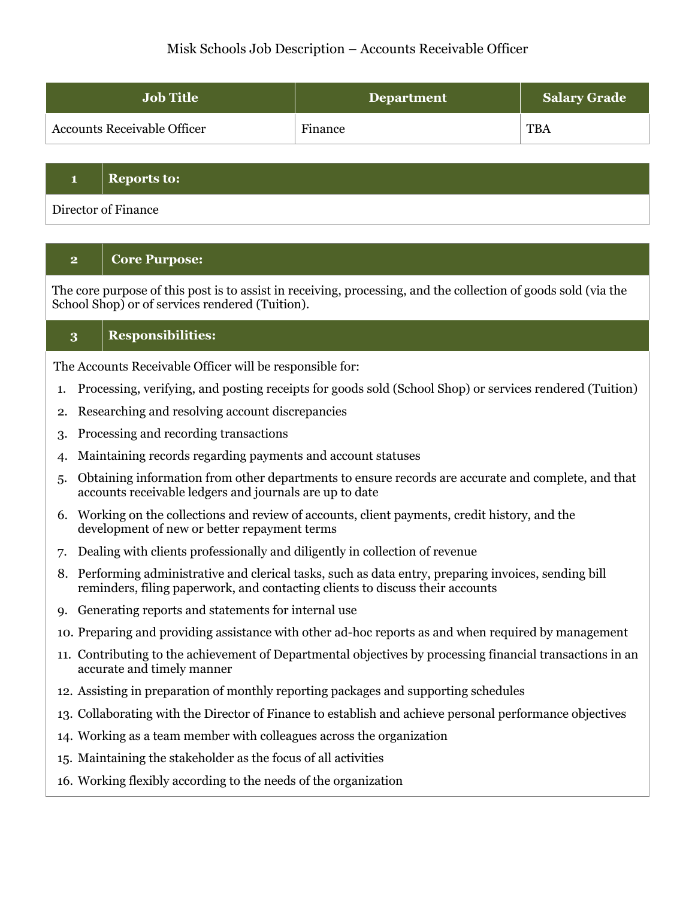Misk Schools Job Description – Accounts Receivable Officer

| Job Title | Department | Salary Grade |
|---|---|---|
| Accounts Receivable Officer | Finance | TBA |

## 1 Reports to:

Director of Finance

## 2 Core Purpose:

The core purpose of this post is to assist in receiving, processing, and the collection of goods sold (via the School Shop) or of services rendered (Tuition).

## 3 Responsibilities:

The Accounts Receivable Officer will be responsible for:

1. Processing, verifying, and posting receipts for goods sold (School Shop) or services rendered (Tuition)
2. Researching and resolving account discrepancies
3. Processing and recording transactions
4. Maintaining records regarding payments and account statuses
5. Obtaining information from other departments to ensure records are accurate and complete, and that accounts receivable ledgers and journals are up to date
6. Working on the collections and review of accounts, client payments, credit history, and the development of new or better repayment terms
7. Dealing with clients professionally and diligently in collection of revenue
8. Performing administrative and clerical tasks, such as data entry, preparing invoices, sending bill reminders, filing paperwork, and contacting clients to discuss their accounts
9. Generating reports and statements for internal use
10. Preparing and providing assistance with other ad-hoc reports as and when required by management
11. Contributing to the achievement of Departmental objectives by processing financial transactions in an accurate and timely manner
12. Assisting in preparation of monthly reporting packages and supporting schedules
13. Collaborating with the Director of Finance to establish and achieve personal performance objectives
14. Working as a team member with colleagues across the organization
15. Maintaining the stakeholder as the focus of all activities
16. Working flexibly according to the needs of the organization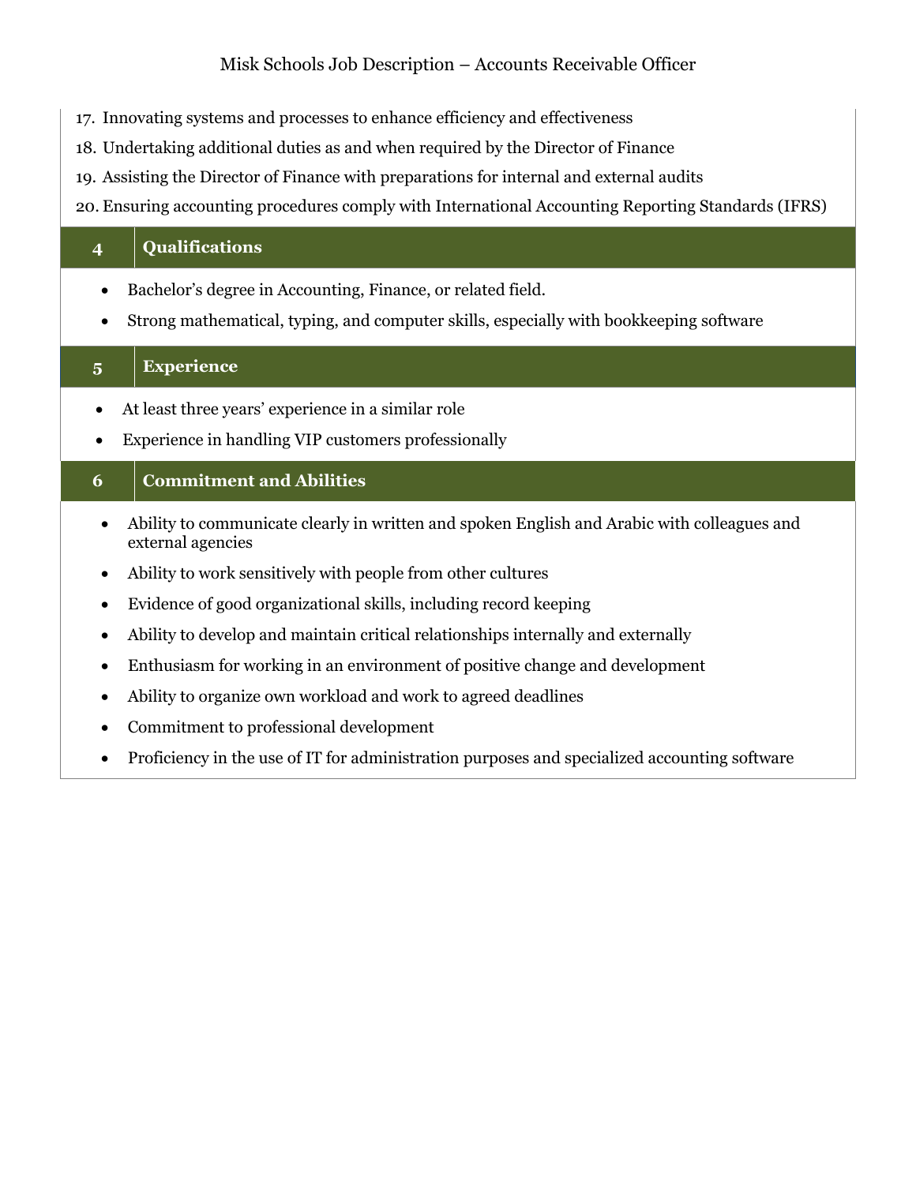17. Innovating systems and processes to enhance efficiency and effectiveness
18. Undertaking additional duties as and when required by the Director of Finance
19. Assisting the Director of Finance with preparations for internal and external audits
20. Ensuring accounting procedures comply with International Accounting Reporting Standards (IFRS)

## 4 Qualifications

- Bachelor's degree in Accounting, Finance, or related field.
- Strong mathematical, typing, and computer skills, especially with bookkeeping software

## 5 Experience

- At least three years' experience in a similar role
- Experience in handling VIP customers professionally

## 6 Commitment and Abilities

- Ability to communicate clearly in written and spoken English and Arabic with colleagues and external agencies
- Ability to work sensitively with people from other cultures
- Evidence of good organizational skills, including record keeping
- Ability to develop and maintain critical relationships internally and externally
- Enthusiasm for working in an environment of positive change and development
- Ability to organize own workload and work to agreed deadlines
- Commitment to professional development
- Proficiency in the use of IT for administration purposes and specialized accounting software